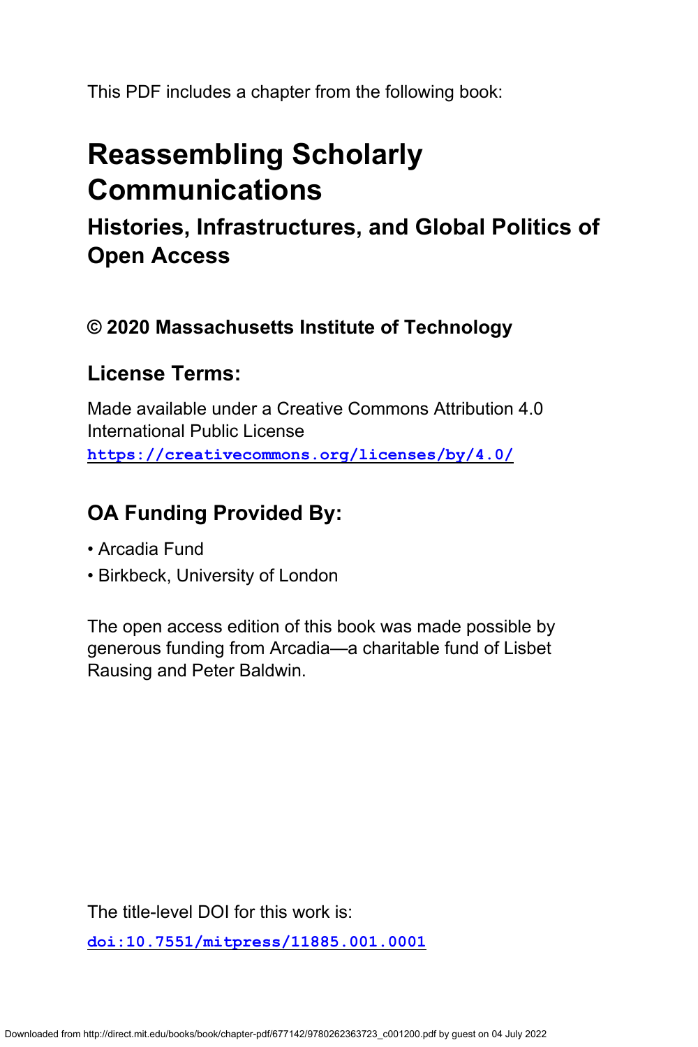This PDF includes a chapter from the following book:

# Reassembling Scholarly Communications

## Histories, Infrastructures, and Global Politics of Open Access

### © 2020 Massachusetts Institute of Technology

### License Terms:

Made available under a Creative Commons Attribution 4.0 International Public License
https://creativecommons.org/licenses/by/4.0/

### OA Funding Provided By:

- Arcadia Fund
- Birkbeck, University of London

The open access edition of this book was made possible by generous funding from Arcadia—a charitable fund of Lisbet Rausing and Peter Baldwin.

The title-level DOI for this work is:

doi:10.7551/mitpress/11885.001.0001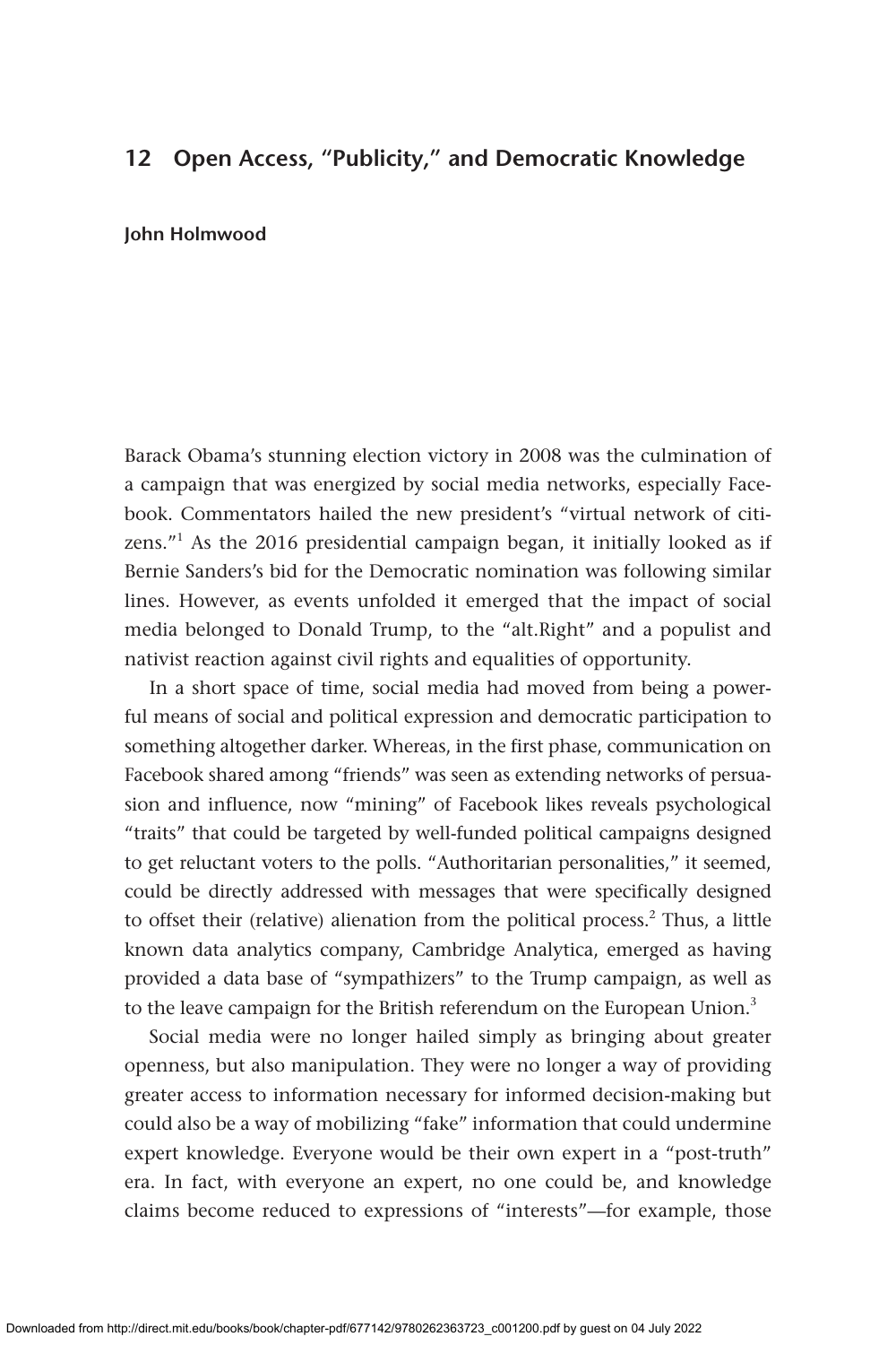# 12 Open Access, "Publicity," and Democratic Knowledge

**John Holmwood**

Barack Obama's stunning election victory in 2008 was the culmination of a campaign that was energized by social media networks, especially Facebook. Commentators hailed the new president's "virtual network of citizens."[1] As the 2016 presidential campaign began, it initially looked as if Bernie Sanders's bid for the Democratic nomination was following similar lines. However, as events unfolded it emerged that the impact of social media belonged to Donald Trump, to the "alt.Right" and a populist and nativist reaction against civil rights and equalities of opportunity.

In a short space of time, social media had moved from being a powerful means of social and political expression and democratic participation to something altogether darker. Whereas, in the first phase, communication on Facebook shared among "friends" was seen as extending networks of persuasion and influence, now "mining" of Facebook likes reveals psychological "traits" that could be targeted by well-funded political campaigns designed to get reluctant voters to the polls. "Authoritarian personalities," it seemed, could be directly addressed with messages that were specifically designed to offset their (relative) alienation from the political process.[2] Thus, a little known data analytics company, Cambridge Analytica, emerged as having provided a data base of "sympathizers" to the Trump campaign, as well as to the leave campaign for the British referendum on the European Union.[3]

Social media were no longer hailed simply as bringing about greater openness, but also manipulation. They were no longer a way of providing greater access to information necessary for informed decision-making but could also be a way of mobilizing "fake" information that could undermine expert knowledge. Everyone would be their own expert in a "post-truth" era. In fact, with everyone an expert, no one could be, and knowledge claims become reduced to expressions of "interests"—for example, those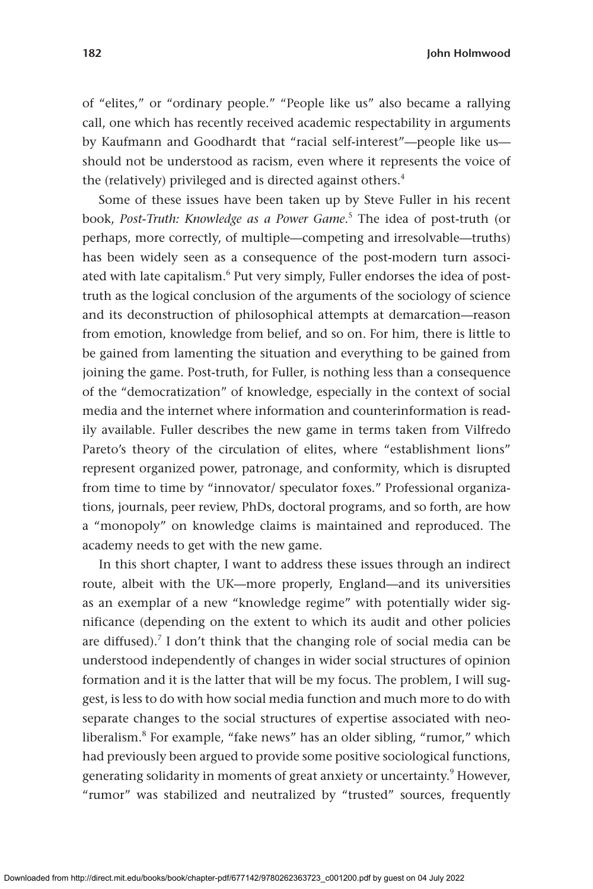of "elites," or "ordinary people." "People like us" also became a rallying call, one which has recently received academic respectability in arguments by Kaufmann and Goodhardt that "racial self-interest"—people like us—should not be understood as racism, even where it represents the voice of the (relatively) privileged and is directed against others.[4]

Some of these issues have been taken up by Steve Fuller in his recent book, *Post-Truth: Knowledge as a Power Game*.[5] The idea of post-truth (or perhaps, more correctly, of multiple—competing and irresolvable—truths) has been widely seen as a consequence of the post-modern turn associated with late capitalism.[6] Put very simply, Fuller endorses the idea of post-truth as the logical conclusion of the arguments of the sociology of science and its deconstruction of philosophical attempts at demarcation—reason from emotion, knowledge from belief, and so on. For him, there is little to be gained from lamenting the situation and everything to be gained from joining the game. Post-truth, for Fuller, is nothing less than a consequence of the "democratization" of knowledge, especially in the context of social media and the internet where information and counterinformation is readily available. Fuller describes the new game in terms taken from Vilfredo Pareto's theory of the circulation of elites, where "establishment lions" represent organized power, patronage, and conformity, which is disrupted from time to time by "innovator/ speculator foxes." Professional organizations, journals, peer review, PhDs, doctoral programs, and so forth, are how a "monopoly" on knowledge claims is maintained and reproduced. The academy needs to get with the new game.

In this short chapter, I want to address these issues through an indirect route, albeit with the UK—more properly, England—and its universities as an exemplar of a new "knowledge regime" with potentially wider significance (depending on the extent to which its audit and other policies are diffused).[7] I don't think that the changing role of social media can be understood independently of changes in wider social structures of opinion formation and it is the latter that will be my focus. The problem, I will suggest, is less to do with how social media function and much more to do with separate changes to the social structures of expertise associated with neoliberalism.[8] For example, "fake news" has an older sibling, "rumor," which had previously been argued to provide some positive sociological functions, generating solidarity in moments of great anxiety or uncertainty.[9] However, "rumor" was stabilized and neutralized by "trusted" sources, frequently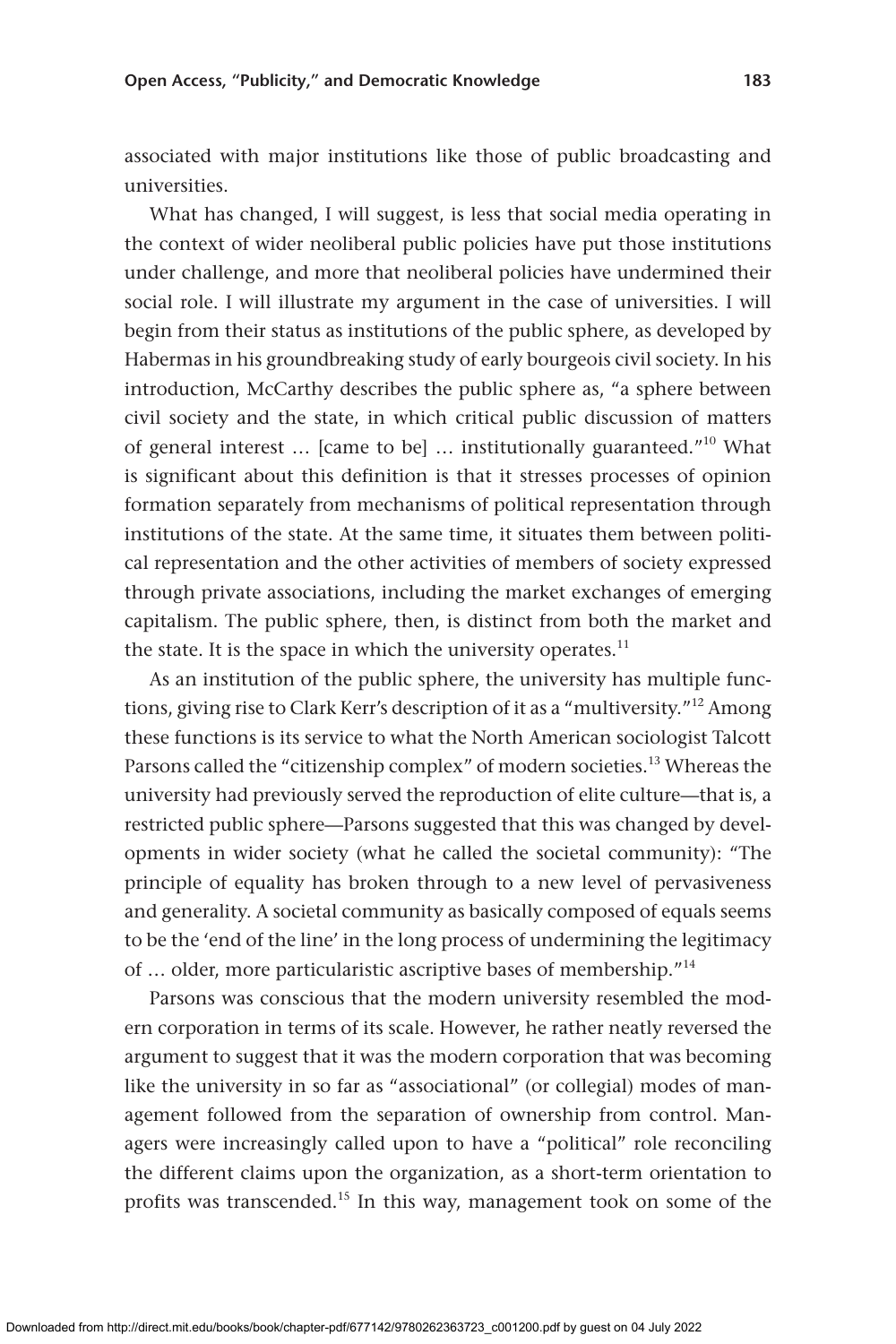associated with major institutions like those of public broadcasting and universities.

What has changed, I will suggest, is less that social media operating in the context of wider neoliberal public policies have put those institutions under challenge, and more that neoliberal policies have undermined their social role. I will illustrate my argument in the case of universities. I will begin from their status as institutions of the public sphere, as developed by Habermas in his groundbreaking study of early bourgeois civil society. In his introduction, McCarthy describes the public sphere as, "a sphere between civil society and the state, in which critical public discussion of matters of general interest … [came to be] … institutionally guaranteed."[10] What is significant about this definition is that it stresses processes of opinion formation separately from mechanisms of political representation through institutions of the state. At the same time, it situates them between political representation and the other activities of members of society expressed through private associations, including the market exchanges of emerging capitalism. The public sphere, then, is distinct from both the market and the state. It is the space in which the university operates.[11]

As an institution of the public sphere, the university has multiple functions, giving rise to Clark Kerr's description of it as a "multiversity."[12] Among these functions is its service to what the North American sociologist Talcott Parsons called the "citizenship complex" of modern societies.[13] Whereas the university had previously served the reproduction of elite culture—that is, a restricted public sphere—Parsons suggested that this was changed by developments in wider society (what he called the societal community): "The principle of equality has broken through to a new level of pervasiveness and generality. A societal community as basically composed of equals seems to be the 'end of the line' in the long process of undermining the legitimacy of … older, more particularistic ascriptive bases of membership."[14]

Parsons was conscious that the modern university resembled the modern corporation in terms of its scale. However, he rather neatly reversed the argument to suggest that it was the modern corporation that was becoming like the university in so far as "associational" (or collegial) modes of management followed from the separation of ownership from control. Managers were increasingly called upon to have a "political" role reconciling the different claims upon the organization, as a short-term orientation to profits was transcended.[15] In this way, management took on some of the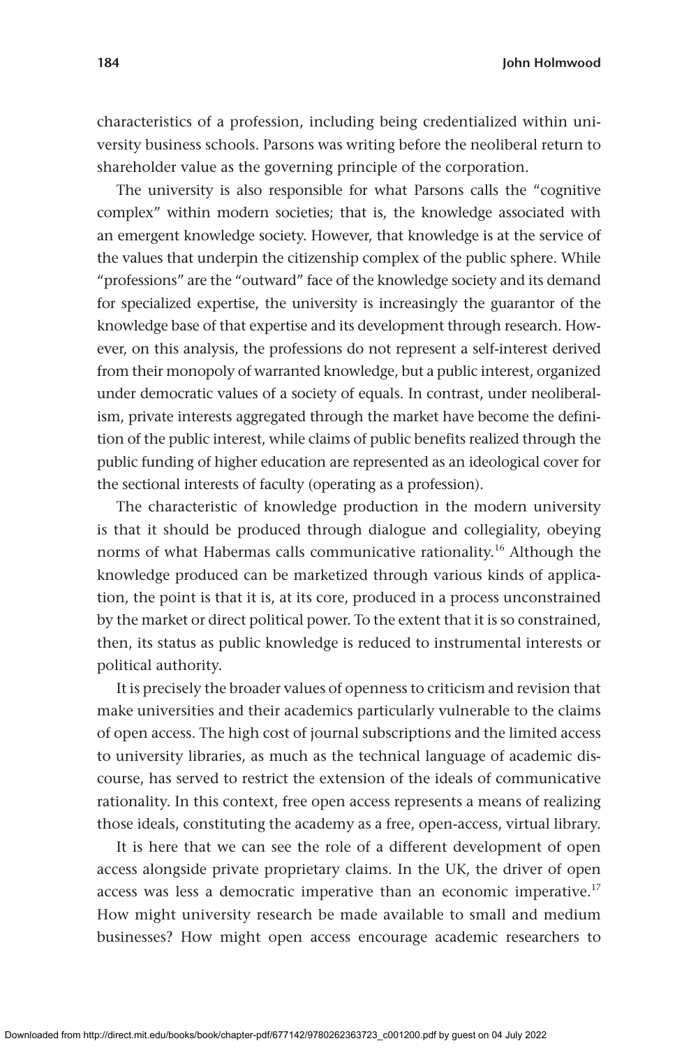characteristics of a profession, including being credentialized within university business schools. Parsons was writing before the neoliberal return to shareholder value as the governing principle of the corporation.

The university is also responsible for what Parsons calls the "cognitive complex" within modern societies; that is, the knowledge associated with an emergent knowledge society. However, that knowledge is at the service of the values that underpin the citizenship complex of the public sphere. While "professions" are the "outward" face of the knowledge society and its demand for specialized expertise, the university is increasingly the guarantor of the knowledge base of that expertise and its development through research. However, on this analysis, the professions do not represent a self-interest derived from their monopoly of warranted knowledge, but a public interest, organized under democratic values of a society of equals. In contrast, under neoliberalism, private interests aggregated through the market have become the definition of the public interest, while claims of public benefits realized through the public funding of higher education are represented as an ideological cover for the sectional interests of faculty (operating as a profession).

The characteristic of knowledge production in the modern university is that it should be produced through dialogue and collegiality, obeying norms of what Habermas calls communicative rationality.[16] Although the knowledge produced can be marketized through various kinds of application, the point is that it is, at its core, produced in a process unconstrained by the market or direct political power. To the extent that it is so constrained, then, its status as public knowledge is reduced to instrumental interests or political authority.

It is precisely the broader values of openness to criticism and revision that make universities and their academics particularly vulnerable to the claims of open access. The high cost of journal subscriptions and the limited access to university libraries, as much as the technical language of academic discourse, has served to restrict the extension of the ideals of communicative rationality. In this context, free open access represents a means of realizing those ideals, constituting the academy as a free, open-access, virtual library.

It is here that we can see the role of a different development of open access alongside private proprietary claims. In the UK, the driver of open access was less a democratic imperative than an economic imperative.[17] How might university research be made available to small and medium businesses? How might open access encourage academic researchers to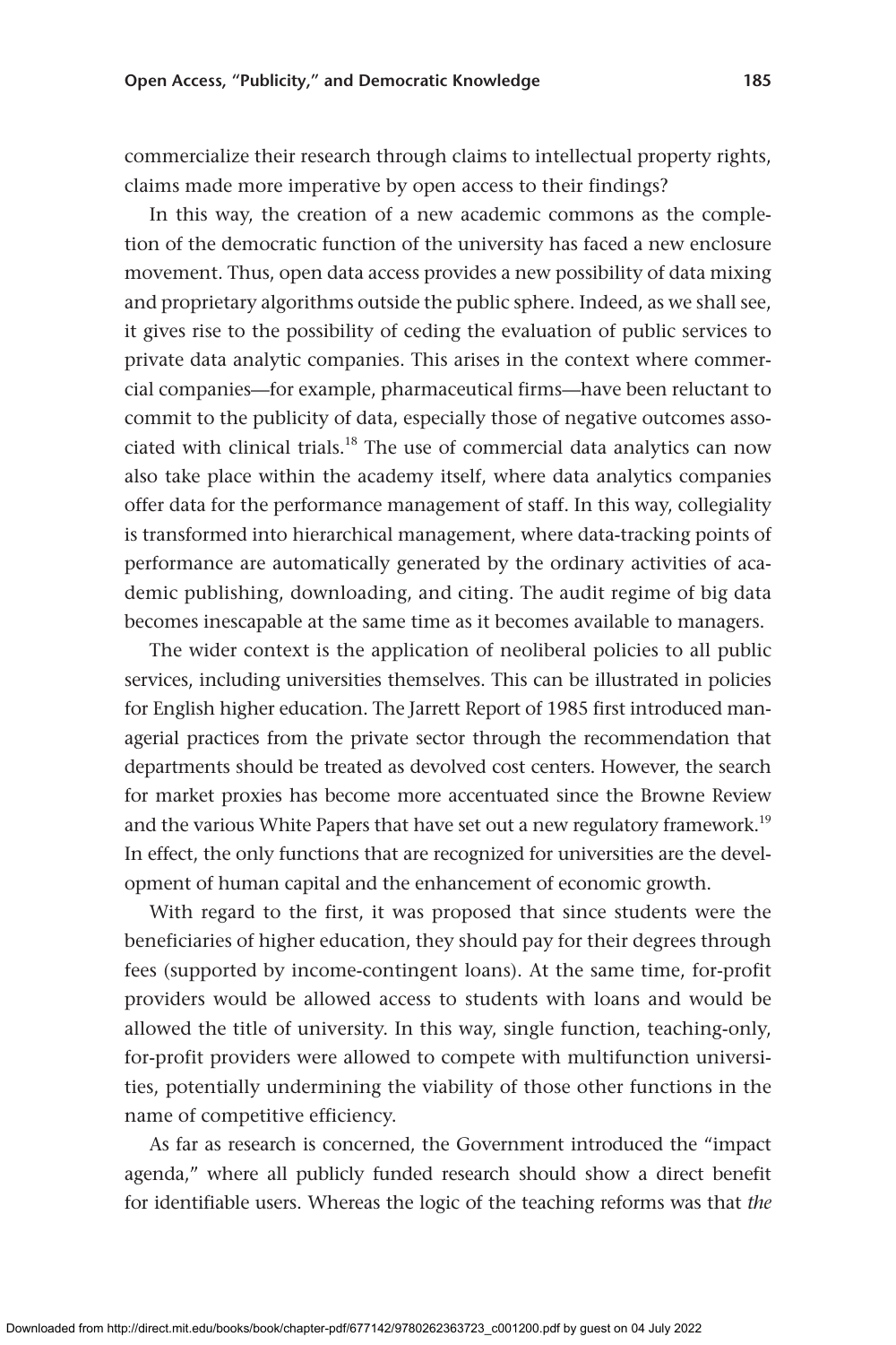commercialize their research through claims to intellectual property rights, claims made more imperative by open access to their findings?

In this way, the creation of a new academic commons as the completion of the democratic function of the university has faced a new enclosure movement. Thus, open data access provides a new possibility of data mixing and proprietary algorithms outside the public sphere. Indeed, as we shall see, it gives rise to the possibility of ceding the evaluation of public services to private data analytic companies. This arises in the context where commercial companies—for example, pharmaceutical firms—have been reluctant to commit to the publicity of data, especially those of negative outcomes associated with clinical trials.[18] The use of commercial data analytics can now also take place within the academy itself, where data analytics companies offer data for the performance management of staff. In this way, collegiality is transformed into hierarchical management, where data-tracking points of performance are automatically generated by the ordinary activities of academic publishing, downloading, and citing. The audit regime of big data becomes inescapable at the same time as it becomes available to managers.

The wider context is the application of neoliberal policies to all public services, including universities themselves. This can be illustrated in policies for English higher education. The Jarrett Report of 1985 first introduced managerial practices from the private sector through the recommendation that departments should be treated as devolved cost centers. However, the search for market proxies has become more accentuated since the Browne Review and the various White Papers that have set out a new regulatory framework.[19] In effect, the only functions that are recognized for universities are the development of human capital and the enhancement of economic growth.

With regard to the first, it was proposed that since students were the beneficiaries of higher education, they should pay for their degrees through fees (supported by income-contingent loans). At the same time, for-profit providers would be allowed access to students with loans and would be allowed the title of university. In this way, single function, teaching-only, for-profit providers were allowed to compete with multifunction universities, potentially undermining the viability of those other functions in the name of competitive efficiency.

As far as research is concerned, the Government introduced the "impact agenda," where all publicly funded research should show a direct benefit for identifiable users. Whereas the logic of the teaching reforms was that *the*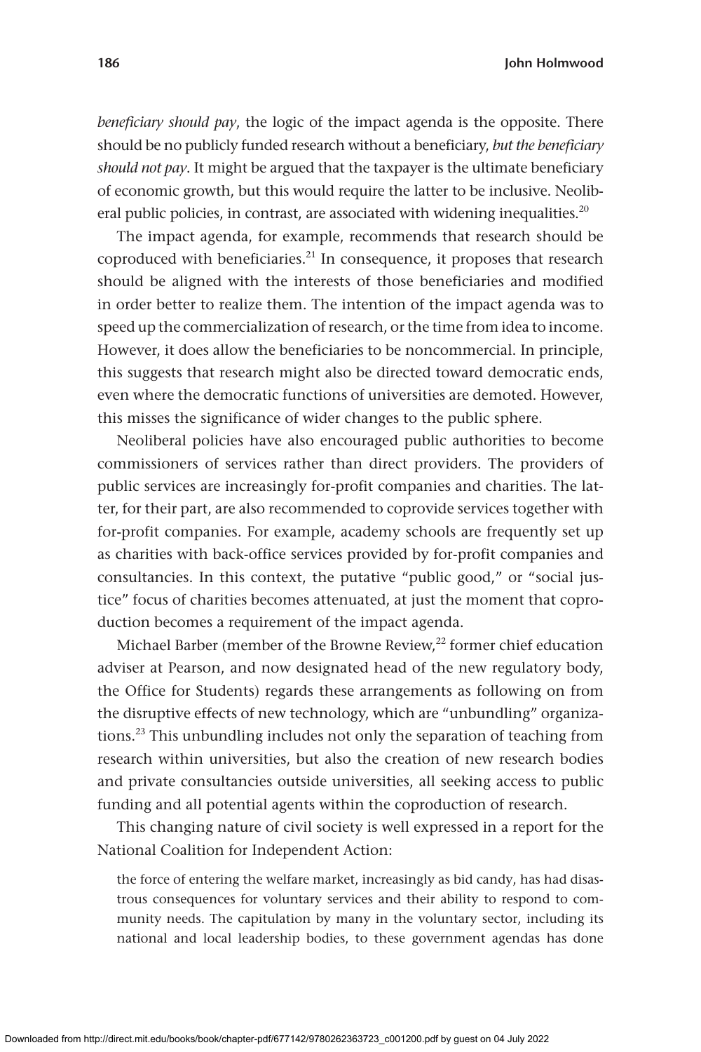*beneficiary should pay*, the logic of the impact agenda is the opposite. There should be no publicly funded research without a beneficiary, *but the beneficiary should not pay*. It might be argued that the taxpayer is the ultimate beneficiary of economic growth, but this would require the latter to be inclusive. Neoliberal public policies, in contrast, are associated with widening inequalities.[20]

The impact agenda, for example, recommends that research should be coproduced with beneficiaries.[21] In consequence, it proposes that research should be aligned with the interests of those beneficiaries and modified in order better to realize them. The intention of the impact agenda was to speed up the commercialization of research, or the time from idea to income. However, it does allow the beneficiaries to be noncommercial. In principle, this suggests that research might also be directed toward democratic ends, even where the democratic functions of universities are demoted. However, this misses the significance of wider changes to the public sphere.

Neoliberal policies have also encouraged public authorities to become commissioners of services rather than direct providers. The providers of public services are increasingly for-profit companies and charities. The latter, for their part, are also recommended to coprovide services together with for-profit companies. For example, academy schools are frequently set up as charities with back-office services provided by for-profit companies and consultancies. In this context, the putative "public good," or "social justice" focus of charities becomes attenuated, at just the moment that coproduction becomes a requirement of the impact agenda.

Michael Barber (member of the Browne Review,[22] former chief education adviser at Pearson, and now designated head of the new regulatory body, the Office for Students) regards these arrangements as following on from the disruptive effects of new technology, which are "unbundling" organizations.[23] This unbundling includes not only the separation of teaching from research within universities, but also the creation of new research bodies and private consultancies outside universities, all seeking access to public funding and all potential agents within the coproduction of research.

This changing nature of civil society is well expressed in a report for the National Coalition for Independent Action:

> the force of entering the welfare market, increasingly as bid candy, has had disastrous consequences for voluntary services and their ability to respond to community needs. The capitulation by many in the voluntary sector, including its national and local leadership bodies, to these government agendas has done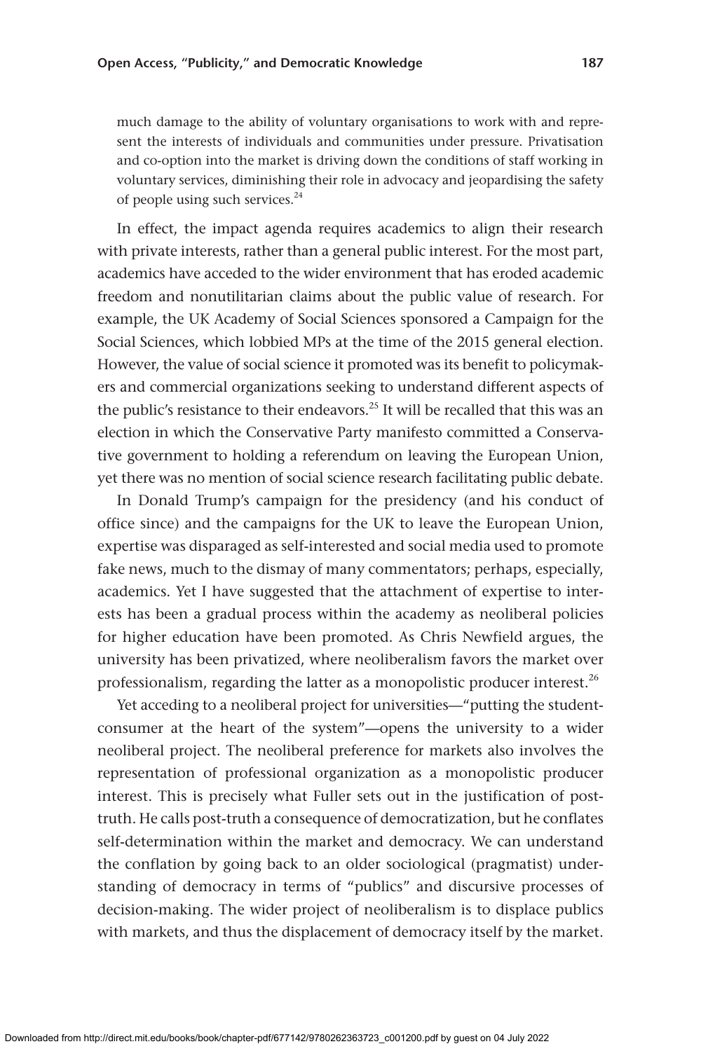> much damage to the ability of voluntary organisations to work with and represent the interests of individuals and communities under pressure. Privatisation and co-option into the market is driving down the conditions of staff working in voluntary services, diminishing their role in advocacy and jeopardising the safety of people using such services.[24]

In effect, the impact agenda requires academics to align their research with private interests, rather than a general public interest. For the most part, academics have acceded to the wider environment that has eroded academic freedom and nonutilitarian claims about the public value of research. For example, the UK Academy of Social Sciences sponsored a Campaign for the Social Sciences, which lobbied MPs at the time of the 2015 general election. However, the value of social science it promoted was its benefit to policymakers and commercial organizations seeking to understand different aspects of the public's resistance to their endeavors.[25] It will be recalled that this was an election in which the Conservative Party manifesto committed a Conservative government to holding a referendum on leaving the European Union, yet there was no mention of social science research facilitating public debate.

In Donald Trump's campaign for the presidency (and his conduct of office since) and the campaigns for the UK to leave the European Union, expertise was disparaged as self-interested and social media used to promote fake news, much to the dismay of many commentators; perhaps, especially, academics. Yet I have suggested that the attachment of expertise to interests has been a gradual process within the academy as neoliberal policies for higher education have been promoted. As Chris Newfield argues, the university has been privatized, where neoliberalism favors the market over professionalism, regarding the latter as a monopolistic producer interest.[26]

Yet acceding to a neoliberal project for universities—"putting the student-consumer at the heart of the system"—opens the university to a wider neoliberal project. The neoliberal preference for markets also involves the representation of professional organization as a monopolistic producer interest. This is precisely what Fuller sets out in the justification of post-truth. He calls post-truth a consequence of democratization, but he conflates self-determination within the market and democracy. We can understand the conflation by going back to an older sociological (pragmatist) understanding of democracy in terms of "publics" and discursive processes of decision-making. The wider project of neoliberalism is to displace publics with markets, and thus the displacement of democracy itself by the market.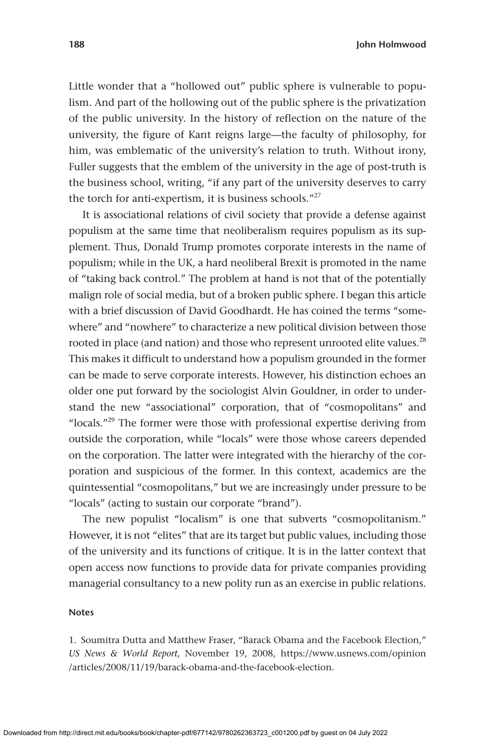Little wonder that a "hollowed out" public sphere is vulnerable to populism. And part of the hollowing out of the public sphere is the privatization of the public university. In the history of reflection on the nature of the university, the figure of Kant reigns large—the faculty of philosophy, for him, was emblematic of the university's relation to truth. Without irony, Fuller suggests that the emblem of the university in the age of post-truth is the business school, writing, "if any part of the university deserves to carry the torch for anti-expertism, it is business schools."[27]

It is associational relations of civil society that provide a defense against populism at the same time that neoliberalism requires populism as its supplement. Thus, Donald Trump promotes corporate interests in the name of populism; while in the UK, a hard neoliberal Brexit is promoted in the name of "taking back control." The problem at hand is not that of the potentially malign role of social media, but of a broken public sphere. I began this article with a brief discussion of David Goodhardt. He has coined the terms "somewhere" and "nowhere" to characterize a new political division between those rooted in place (and nation) and those who represent unrooted elite values.[28] This makes it difficult to understand how a populism grounded in the former can be made to serve corporate interests. However, his distinction echoes an older one put forward by the sociologist Alvin Gouldner, in order to understand the new "associational" corporation, that of "cosmopolitans" and "locals."[29] The former were those with professional expertise deriving from outside the corporation, while "locals" were those whose careers depended on the corporation. The latter were integrated with the hierarchy of the corporation and suspicious of the former. In this context, academics are the quintessential "cosmopolitans," but we are increasingly under pressure to be "locals" (acting to sustain our corporate "brand").

The new populist "localism" is one that subverts "cosmopolitanism." However, it is not "elites" that are its target but public values, including those of the university and its functions of critique. It is in the latter context that open access now functions to provide data for private companies providing managerial consultancy to a new polity run as an exercise in public relations.

### Notes

1. Soumitra Dutta and Matthew Fraser, "Barack Obama and the Facebook Election," *US News & World Report*, November 19, 2008, https://www.usnews.com/opinion/articles/2008/11/19/barack-obama-and-the-facebook-election.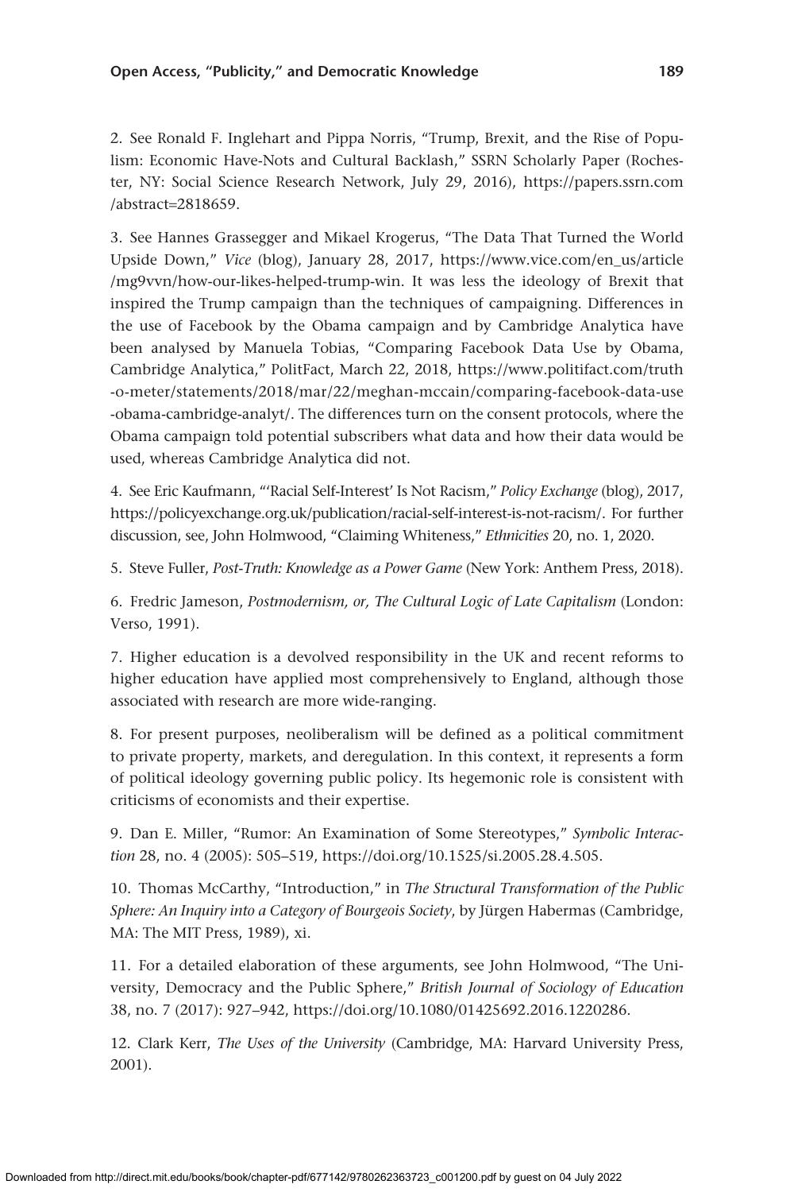2. See Ronald F. Inglehart and Pippa Norris, "Trump, Brexit, and the Rise of Populism: Economic Have-Nots and Cultural Backlash," SSRN Scholarly Paper (Rochester, NY: Social Science Research Network, July 29, 2016), https://papers.ssrn.com/abstract=2818659.

3. See Hannes Grassegger and Mikael Krogerus, "The Data That Turned the World Upside Down," *Vice* (blog), January 28, 2017, https://www.vice.com/en_us/article/mg9vvn/how-our-likes-helped-trump-win. It was less the ideology of Brexit that inspired the Trump campaign than the techniques of campaigning. Differences in the use of Facebook by the Obama campaign and by Cambridge Analytica have been analysed by Manuela Tobias, "Comparing Facebook Data Use by Obama, Cambridge Analytica," PolitFact, March 22, 2018, https://www.politifact.com/truth-o-meter/statements/2018/mar/22/meghan-mccain/comparing-facebook-data-use-obama-cambridge-analyt/. The differences turn on the consent protocols, where the Obama campaign told potential subscribers what data and how their data would be used, whereas Cambridge Analytica did not.

4. See Eric Kaufmann, "'Racial Self-Interest' Is Not Racism," *Policy Exchange* (blog), 2017, https://policyexchange.org.uk/publication/racial-self-interest-is-not-racism/. For further discussion, see, John Holmwood, "Claiming Whiteness," *Ethnicities* 20, no. 1, 2020.

5. Steve Fuller, *Post-Truth: Knowledge as a Power Game* (New York: Anthem Press, 2018).

6. Fredric Jameson, *Postmodernism, or, The Cultural Logic of Late Capitalism* (London: Verso, 1991).

7. Higher education is a devolved responsibility in the UK and recent reforms to higher education have applied most comprehensively to England, although those associated with research are more wide-ranging.

8. For present purposes, neoliberalism will be defined as a political commitment to private property, markets, and deregulation. In this context, it represents a form of political ideology governing public policy. Its hegemonic role is consistent with criticisms of economists and their expertise.

9. Dan E. Miller, "Rumor: An Examination of Some Stereotypes," *Symbolic Interaction* 28, no. 4 (2005): 505–519, https://doi.org/10.1525/si.2005.28.4.505.

10. Thomas McCarthy, "Introduction," in *The Structural Transformation of the Public Sphere: An Inquiry into a Category of Bourgeois Society*, by Jürgen Habermas (Cambridge, MA: The MIT Press, 1989), xi.

11. For a detailed elaboration of these arguments, see John Holmwood, "The University, Democracy and the Public Sphere," *British Journal of Sociology of Education* 38, no. 7 (2017): 927–942, https://doi.org/10.1080/01425692.2016.1220286.

12. Clark Kerr, *The Uses of the University* (Cambridge, MA: Harvard University Press, 2001).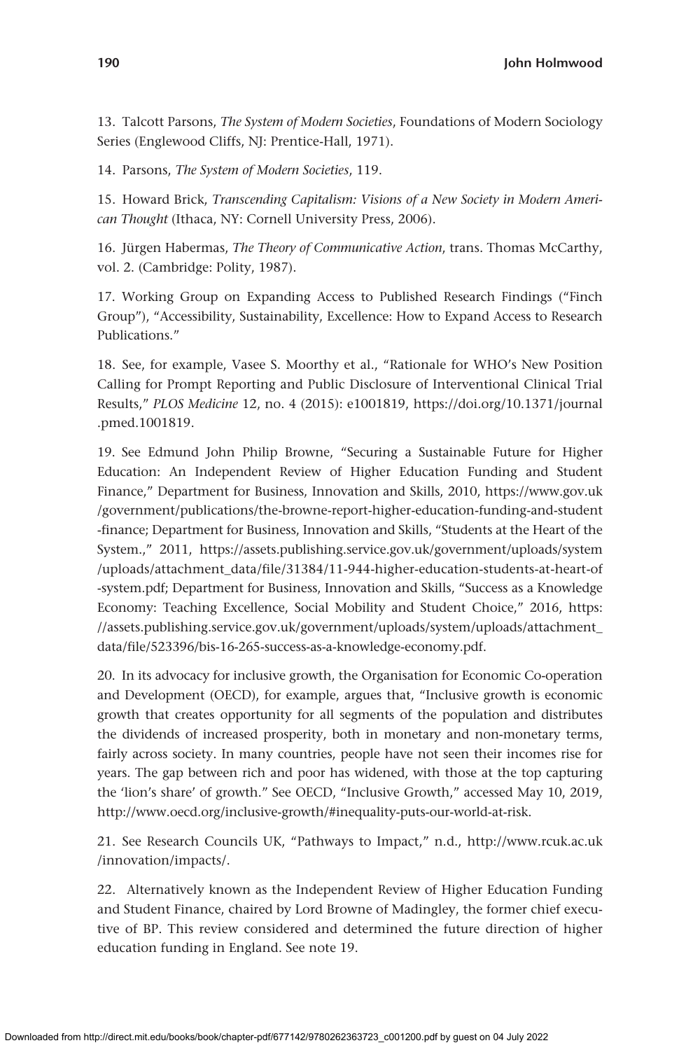13. Talcott Parsons, *The System of Modern Societies*, Foundations of Modern Sociology Series (Englewood Cliffs, NJ: Prentice-Hall, 1971).

14. Parsons, *The System of Modern Societies*, 119.

15. Howard Brick, *Transcending Capitalism: Visions of a New Society in Modern American Thought* (Ithaca, NY: Cornell University Press, 2006).

16. Jürgen Habermas, *The Theory of Communicative Action*, trans. Thomas McCarthy, vol. 2. (Cambridge: Polity, 1987).

17. Working Group on Expanding Access to Published Research Findings ("Finch Group"), "Accessibility, Sustainability, Excellence: How to Expand Access to Research Publications."

18. See, for example, Vasee S. Moorthy et al., "Rationale for WHO's New Position Calling for Prompt Reporting and Public Disclosure of Interventional Clinical Trial Results," *PLOS Medicine* 12, no. 4 (2015): e1001819, https://doi.org/10.1371/journal.pmed.1001819.

19. See Edmund John Philip Browne, "Securing a Sustainable Future for Higher Education: An Independent Review of Higher Education Funding and Student Finance," Department for Business, Innovation and Skills, 2010, https://www.gov.uk/government/publications/the-browne-report-higher-education-funding-and-student-finance; Department for Business, Innovation and Skills, "Students at the Heart of the System.," 2011, https://assets.publishing.service.gov.uk/government/uploads/system/uploads/attachment_data/file/31384/11-944-higher-education-students-at-heart-of-system.pdf; Department for Business, Innovation and Skills, "Success as a Knowledge Economy: Teaching Excellence, Social Mobility and Student Choice," 2016, https://assets.publishing.service.gov.uk/government/uploads/system/uploads/attachment_data/file/523396/bis-16-265-success-as-a-knowledge-economy.pdf.

20. In its advocacy for inclusive growth, the Organisation for Economic Co-operation and Development (OECD), for example, argues that, "Inclusive growth is economic growth that creates opportunity for all segments of the population and distributes the dividends of increased prosperity, both in monetary and non-monetary terms, fairly across society. In many countries, people have not seen their incomes rise for years. The gap between rich and poor has widened, with those at the top capturing the 'lion's share' of growth." See OECD, "Inclusive Growth," accessed May 10, 2019, http://www.oecd.org/inclusive-growth/#inequality-puts-our-world-at-risk.

21. See Research Councils UK, "Pathways to Impact," n.d., http://www.rcuk.ac.uk/innovation/impacts/.

22. Alternatively known as the Independent Review of Higher Education Funding and Student Finance, chaired by Lord Browne of Madingley, the former chief executive of BP. This review considered and determined the future direction of higher education funding in England. See note 19.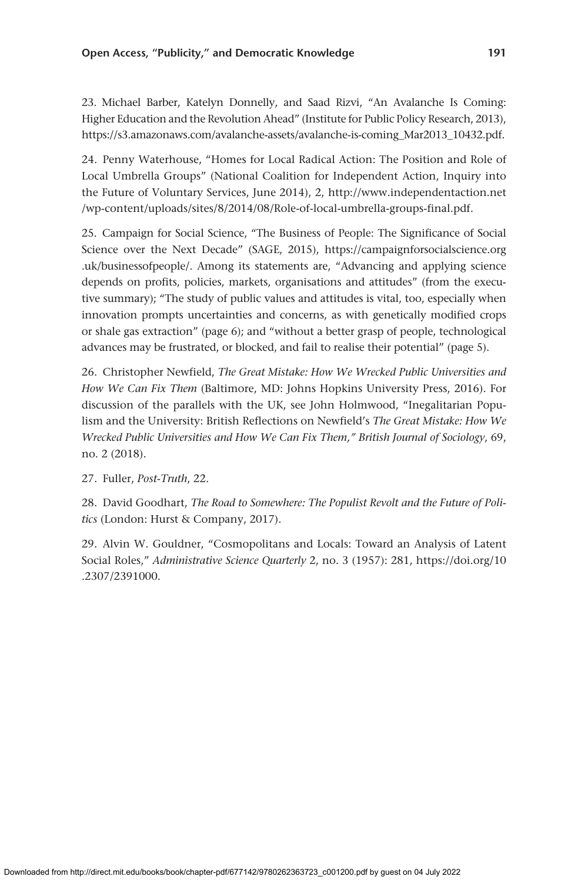23. Michael Barber, Katelyn Donnelly, and Saad Rizvi, "An Avalanche Is Coming: Higher Education and the Revolution Ahead" (Institute for Public Policy Research, 2013), https://s3.amazonaws.com/avalanche-assets/avalanche-is-coming_Mar2013_10432.pdf.

24. Penny Waterhouse, "Homes for Local Radical Action: The Position and Role of Local Umbrella Groups" (National Coalition for Independent Action, Inquiry into the Future of Voluntary Services, June 2014), 2, http://www.independentaction.net/wp-content/uploads/sites/8/2014/08/Role-of-local-umbrella-groups-final.pdf.

25. Campaign for Social Science, "The Business of People: The Significance of Social Science over the Next Decade" (SAGE, 2015), https://campaignforsocialscience.org.uk/businessofpeople/. Among its statements are, "Advancing and applying science depends on profits, policies, markets, organisations and attitudes" (from the executive summary); "The study of public values and attitudes is vital, too, especially when innovation prompts uncertainties and concerns, as with genetically modified crops or shale gas extraction" (page 6); and "without a better grasp of people, technological advances may be frustrated, or blocked, and fail to realise their potential" (page 5).

26. Christopher Newfield, *The Great Mistake: How We Wrecked Public Universities and How We Can Fix Them* (Baltimore, MD: Johns Hopkins University Press, 2016). For discussion of the parallels with the UK, see John Holmwood, "Inegalitarian Populism and the University: British Reflections on Newfield's *The Great Mistake: How We Wrecked Public Universities and How We Can Fix Them," British Journal of Sociology*, 69, no. 2 (2018).

27. Fuller, *Post-Truth*, 22.

28. David Goodhart, *The Road to Somewhere: The Populist Revolt and the Future of Politics* (London: Hurst & Company, 2017).

29. Alvin W. Gouldner, "Cosmopolitans and Locals: Toward an Analysis of Latent Social Roles," *Administrative Science Quarterly* 2, no. 3 (1957): 281, https://doi.org/10.2307/2391000.